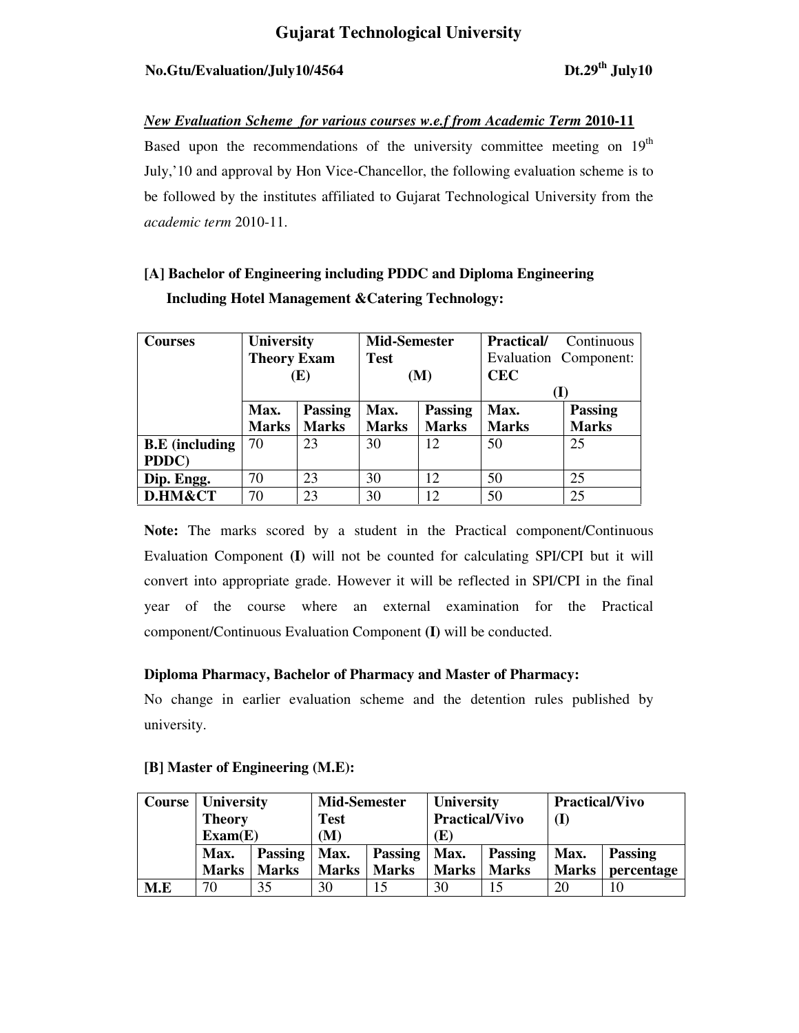# Gujarat Technological University

**No.Gtu/Evaluation/July10/4564** **Dt.29th July10**

***New Evaluation Scheme for various courses w.e.f from Academic Term* 2010-11**

Based upon the recommendations of the university committee meeting on 19th July,'10 and approval by Hon Vice-Chancellor, the following evaluation scheme is to be followed by the institutes affiliated to Gujarat Technological University from the *academic term* 2010-11.

### [A] Bachelor of Engineering including PDDC and Diploma Engineering Including Hotel Management &Catering Technology:

| Courses | University Theory Exam (E) | | Mid-Semester Test (M) | | Practical/ Continuous Evaluation Component: CEC (I) | |
|---|---|---|---|---|---|---|
| | Max. Marks | Passing Marks | Max. Marks | Passing Marks | Max. Marks | Passing Marks |
| B.E (including PDDC) | 70 | 23 | 30 | 12 | 50 | 25 |
| Dip. Engg. | 70 | 23 | 30 | 12 | 50 | 25 |
| D.HM&CT | 70 | 23 | 30 | 12 | 50 | 25 |

**Note:** The marks scored by a student in the Practical component/Continuous Evaluation Component **(I)** will not be counted for calculating SPI/CPI but it will convert into appropriate grade. However it will be reflected in SPI/CPI in the final year of the course where an external examination for the Practical component/Continuous Evaluation Component **(I)** will be conducted.

**Diploma Pharmacy, Bachelor of Pharmacy and Master of Pharmacy:**

No change in earlier evaluation scheme and the detention rules published by university.

### [B] Master of Engineering (M.E):

| Course | University Theory Exam(E) | | Mid-Semester Test (M) | | University Practical/Vivo (E) | | Practical/Vivo (I) | |
|---|---|---|---|---|---|---|---|---|
| | Max. Marks | Passing Marks | Max. Marks | Passing Marks | Max. Marks | Passing Marks | Max. Marks | Passing percentage |
| M.E | 70 | 35 | 30 | 15 | 30 | 15 | 20 | 10 |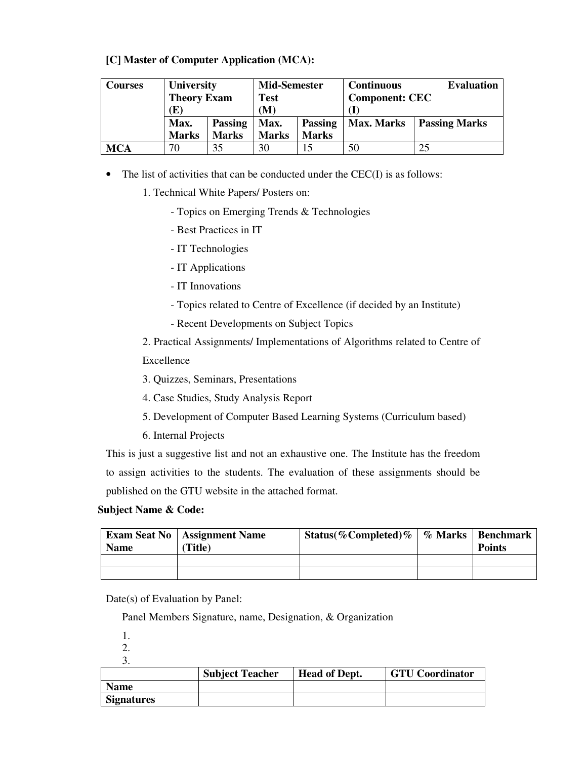### [C] Master of Computer Application (MCA):

| Courses | University Theory Exam (E) | | Mid-Semester Test (M) | | Continuous Evaluation Component: CEC (I) | |
|---|---|---|---|---|---|---|
| | Max. Marks | Passing Marks | Max. Marks | Passing Marks | Max. Marks | Passing Marks |
| **MCA** | 70 | 35 | 30 | 15 | 50 | 25 |

- The list of activities that can be conducted under the CEC(I) is as follows:
  1. Technical White Papers/ Posters on:
     - Topics on Emerging Trends & Technologies
     - Best Practices in IT
     - IT Technologies
     - IT Applications
     - IT Innovations
     - Topics related to Centre of Excellence (if decided by an Institute)
     - Recent Developments on Subject Topics
  2. Practical Assignments/ Implementations of Algorithms related to Centre of Excellence
  3. Quizzes, Seminars, Presentations
  4. Case Studies, Study Analysis Report
  5. Development of Computer Based Learning Systems (Curriculum based)
  6. Internal Projects

This is just a suggestive list and not an exhaustive one. The Institute has the freedom to assign activities to the students. The evaluation of these assignments should be published on the GTU website in the attached format.

**Subject Name & Code:**

| Exam Seat No Name | Assignment Name (Title) | Status(%Completed)% | % Marks | Benchmark Points |
|---|---|---|---|---|
| | | | | |
| | | | | |

Date(s) of Evaluation by Panel:

Panel Members Signature, name, Designation, & Organization

1.
2.
3.

| | Subject Teacher | Head of Dept. | GTU Coordinator |
|---|---|---|---|
| **Name** | | | |
| **Signatures** | | | |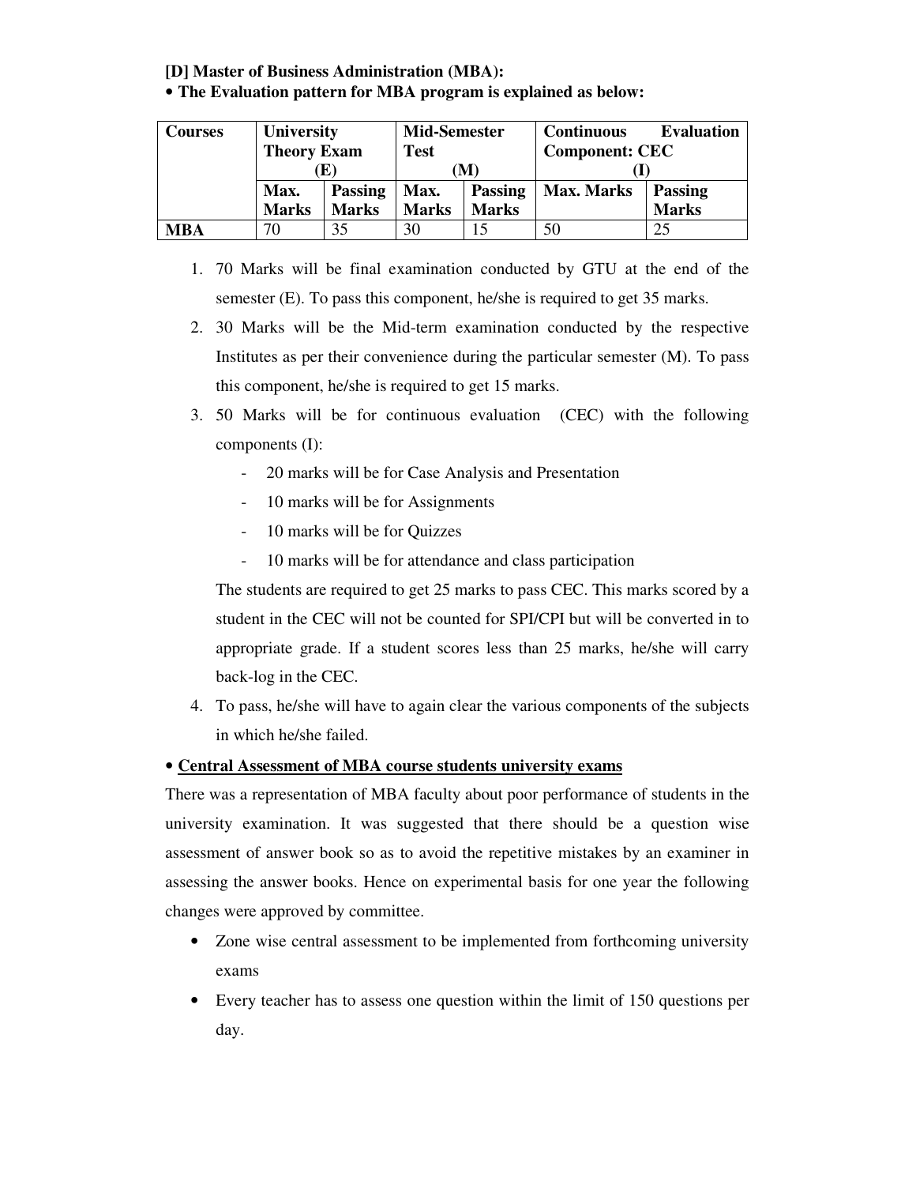**[D] Master of Business Administration (MBA):**

**• The Evaluation pattern for MBA program is explained as below:**

| Courses | University Theory Exam (E) | | Mid-Semester Test (M) | | Continuous Evaluation Component: CEC (I) | |
|---|---|---|---|---|---|---|
| | Max. Marks | Passing Marks | Max. Marks | Passing Marks | Max. Marks | Passing Marks |
| **MBA** | 70 | 35 | 30 | 15 | 50 | 25 |

1. 70 Marks will be final examination conducted by GTU at the end of the semester (E). To pass this component, he/she is required to get 35 marks.
2. 30 Marks will be the Mid-term examination conducted by the respective Institutes as per their convenience during the particular semester (M). To pass this component, he/she is required to get 15 marks.
3. 50 Marks will be for continuous evaluation (CEC) with the following components (I):
   - 20 marks will be for Case Analysis and Presentation
   - 10 marks will be for Assignments
   - 10 marks will be for Quizzes
   - 10 marks will be for attendance and class participation

   The students are required to get 25 marks to pass CEC. This marks scored by a student in the CEC will not be counted for SPI/CPI but will be converted in to appropriate grade. If a student scores less than 25 marks, he/she will carry back-log in the CEC.
4. To pass, he/she will have to again clear the various components of the subjects in which he/she failed.

**• <u>Central Assessment of MBA course students university exams</u>**

There was a representation of MBA faculty about poor performance of students in the university examination. It was suggested that there should be a question wise assessment of answer book so as to avoid the repetitive mistakes by an examiner in assessing the answer books. Hence on experimental basis for one year the following changes were approved by committee.

- Zone wise central assessment to be implemented from forthcoming university exams
- Every teacher has to assess one question within the limit of 150 questions per day.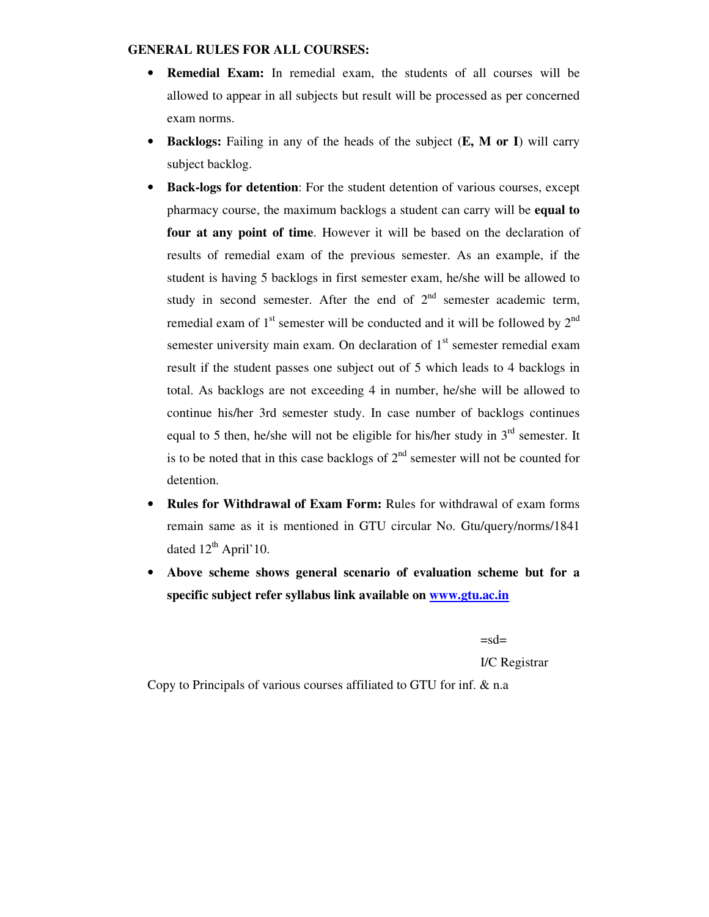**GENERAL RULES FOR ALL COURSES:**

- **Remedial Exam:** In remedial exam, the students of all courses will be allowed to appear in all subjects but result will be processed as per concerned exam norms.
- **Backlogs:** Failing in any of the heads of the subject (**E, M or I**) will carry subject backlog.
- **Back-logs for detention**: For the student detention of various courses, except pharmacy course, the maximum backlogs a student can carry will be **equal to four at any point of time**. However it will be based on the declaration of results of remedial exam of the previous semester. As an example, if the student is having 5 backlogs in first semester exam, he/she will be allowed to study in second semester. After the end of 2nd semester academic term, remedial exam of 1st semester will be conducted and it will be followed by 2nd semester university main exam. On declaration of 1st semester remedial exam result if the student passes one subject out of of 5 which leads to 4 backlogs in total. As backlogs are not exceeding 4 in number, he/she will be allowed to continue his/her 3rd semester study. In case number of backlogs continues equal to 5 then, he/she will not be eligible for his/her study in 3rd semester. It is to be noted that in this case backlogs of 2nd semester will not be counted for detention.
- **Rules for Withdrawal of Exam Form:** Rules for withdrawal of exam forms remain same as it is mentioned in GTU circular No. Gtu/query/norms/1841 dated 12th April'10.
- **Above scheme shows general scenario of evaluation scheme but for a specific subject refer syllabus link available on [www.gtu.ac.in](http://www.gtu.ac.in)**

=sd=

I/C Registrar

Copy to Principals of various courses affiliated to GTU for inf. & n.a